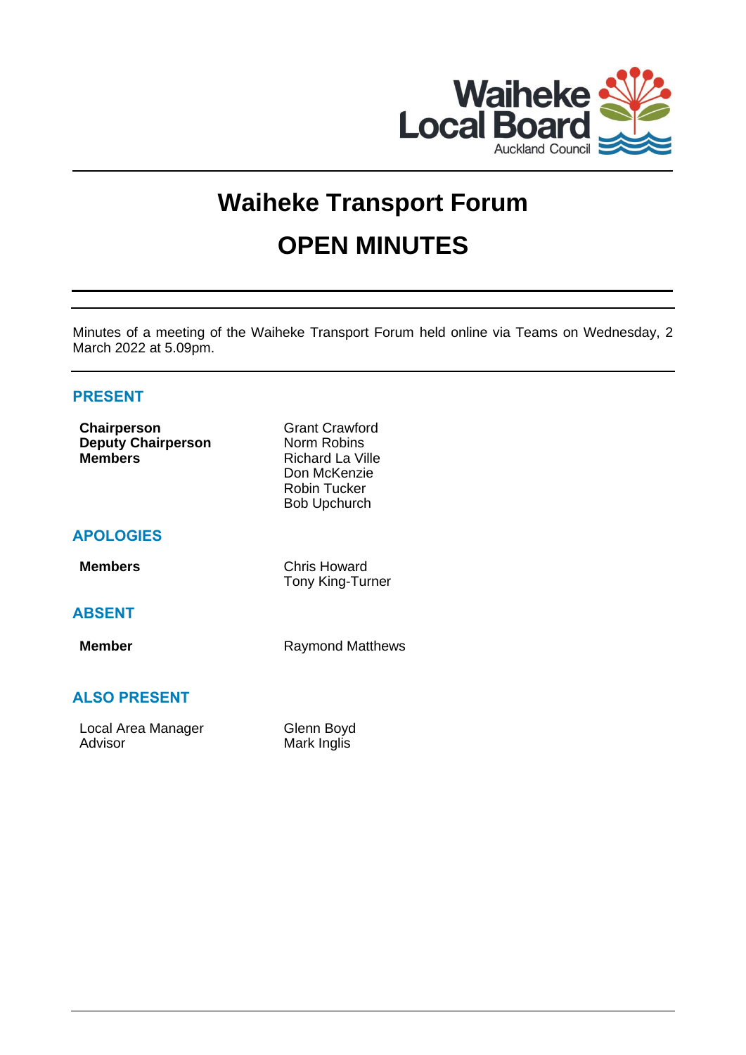Waiheke Local Board
Auckland Council

# Waiheke Transport Forum

# OPEN MINUTES

Minutes of a meeting of the Waiheke Transport Forum held online via Teams on Wednesday, 2 March 2022 at 5.09pm.

## PRESENT

| | |
|---|---|
| **Chairperson** | Grant Crawford |
| **Deputy Chairperson** | Norm Robins |
| **Members** | Richard La Ville |
| | Don McKenzie |
| | Robin Tucker |
| | Bob Upchurch |

## APOLOGIES

| | |
|---|---|
| **Members** | Chris Howard |
| | Tony King-Turner |

## ABSENT

| | |
|---|---|
| **Member** | Raymond Matthews |

## ALSO PRESENT

| | |
|---|---|
| Local Area Manager | Glenn Boyd |
| Advisor | Mark Inglis |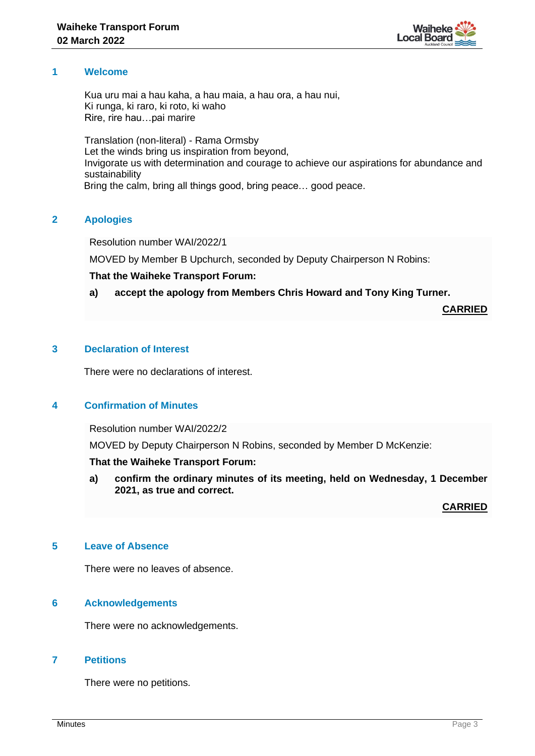## 1 Welcome

Kua uru mai a hau kaha, a hau maia, a hau ora, a hau nui,
Ki runga, ki raro, ki roto, ki waho
Rire, rire hau…pai marire

Translation (non-literal) - Rama Ormsby
Let the winds bring us inspiration from beyond,
Invigorate us with determination and courage to achieve our aspirations for abundance and sustainability
Bring the calm, bring all things good, bring peace… good peace.

## 2 Apologies

Resolution number WAI/2022/1

MOVED by Member B Upchurch, seconded by Deputy Chairperson N Robins:

**That the Waiheke Transport Forum:**

**a) accept the apology from Members Chris Howard and Tony King Turner.**

**CARRIED**

## 3 Declaration of Interest

There were no declarations of interest.

## 4 Confirmation of Minutes

Resolution number WAI/2022/2

MOVED by Deputy Chairperson N Robins, seconded by Member D McKenzie:

**That the Waiheke Transport Forum:**

**a) confirm the ordinary minutes of its meeting, held on Wednesday, 1 December 2021, as true and correct.**

**CARRIED**

## 5 Leave of Absence

There were no leaves of absence.

## 6 Acknowledgements

There were no acknowledgements.

## 7 Petitions

There were no petitions.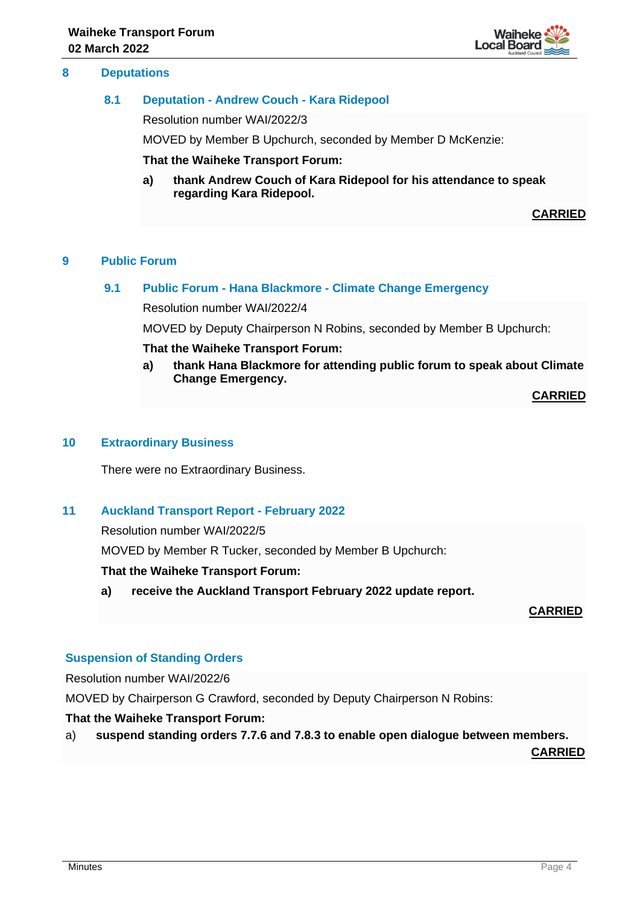## 8 Deputations

### 8.1 Deputation - Andrew Couch - Kara Ridepool

Resolution number WAI/2022/3

MOVED by Member B Upchurch, seconded by Member D McKenzie:

**That the Waiheke Transport Forum:**

**a) thank Andrew Couch of Kara Ridepool for his attendance to speak regarding Kara Ridepool.**

**CARRIED**

## 9 Public Forum

### 9.1 Public Forum - Hana Blackmore - Climate Change Emergency

Resolution number WAI/2022/4

MOVED by Deputy Chairperson N Robins, seconded by Member B Upchurch:

**That the Waiheke Transport Forum:**

**a) thank Hana Blackmore for attending public forum to speak about Climate Change Emergency.**

**CARRIED**

## 10 Extraordinary Business

There were no Extraordinary Business.

## 11 Auckland Transport Report - February 2022

Resolution number WAI/2022/5

MOVED by Member R Tucker, seconded by Member B Upchurch:

**That the Waiheke Transport Forum:**

**a) receive the Auckland Transport February 2022 update report.**

**CARRIED**

## Suspension of Standing Orders

Resolution number WAI/2022/6

MOVED by Chairperson G Crawford, seconded by Deputy Chairperson N Robins:

**That the Waiheke Transport Forum:**

a) **suspend standing orders 7.7.6 and 7.8.3 to enable open dialogue between members.**

**CARRIED**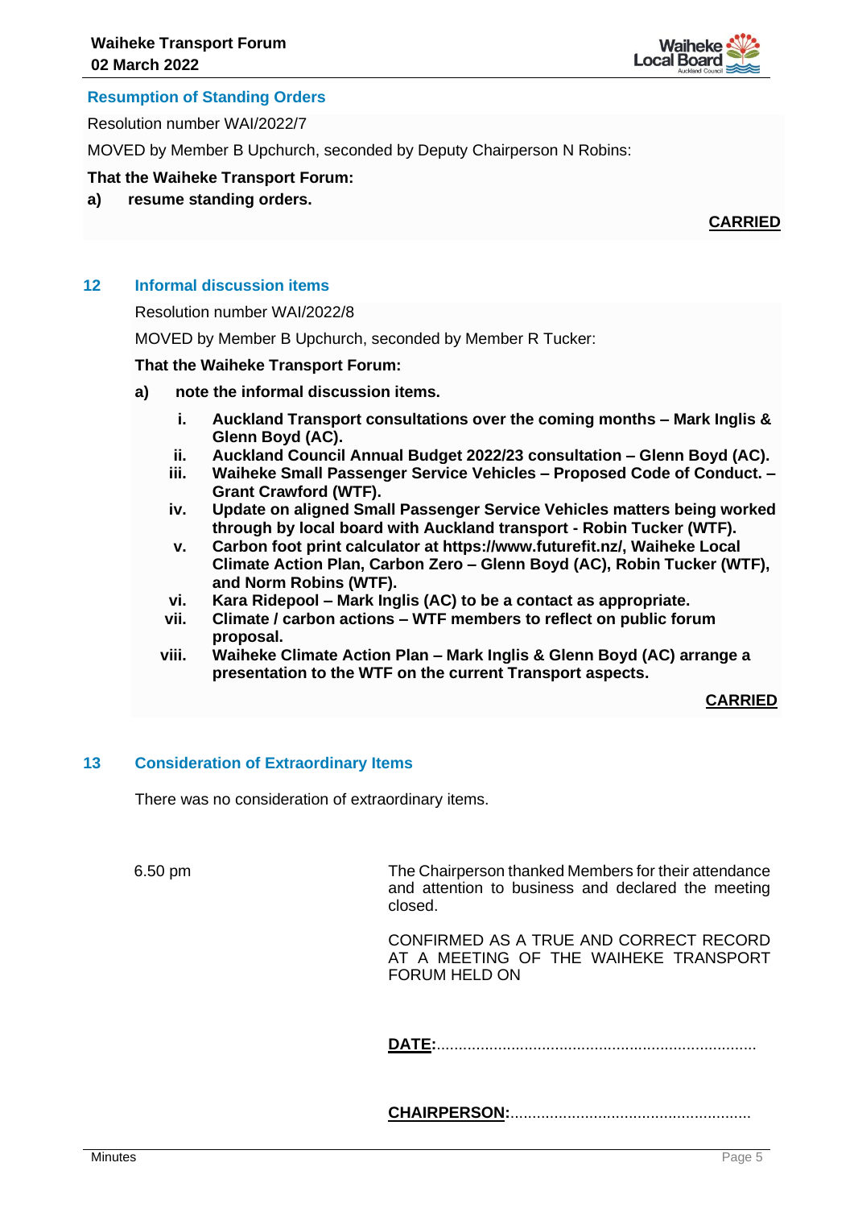### Resumption of Standing Orders

Resolution number WAI/2022/7

MOVED by Member B Upchurch, seconded by Deputy Chairperson N Robins:

**That the Waiheke Transport Forum:**

**a) resume standing orders.**

**CARRIED**

## 12 Informal discussion items

Resolution number WAI/2022/8

MOVED by Member B Upchurch, seconded by Member R Tucker:

**That the Waiheke Transport Forum:**

**a) note the informal discussion items.**

- **i. Auckland Transport consultations over the coming months – Mark Inglis & Glenn Boyd (AC).**
- **ii. Auckland Council Annual Budget 2022/23 consultation – Glenn Boyd (AC).**
- **iii. Waiheke Small Passenger Service Vehicles – Proposed Code of Conduct. – Grant Crawford (WTF).**
- **iv. Update on aligned Small Passenger Service Vehicles matters being worked through by local board with Auckland transport - Robin Tucker (WTF).**
- **v. Carbon foot print calculator at https://www.futurefit.nz/, Waiheke Local Climate Action Plan, Carbon Zero – Glenn Boyd (AC), Robin Tucker (WTF), and Norm Robins (WTF).**
- **vi. Kara Ridepool – Mark Inglis (AC) to be a contact as appropriate.**
- **vii. Climate / carbon actions – WTF members to reflect on public forum proposal.**
- **viii. Waiheke Climate Action Plan – Mark Inglis & Glenn Boyd (AC) arrange a presentation to the WTF on the current Transport aspects.**

**CARRIED**

## 13 Consideration of Extraordinary Items

There was no consideration of extraordinary items.

6.50 pm

The Chairperson thanked Members for their attendance and attention to business and declared the meeting closed.

CONFIRMED AS A TRUE AND CORRECT RECORD AT A MEETING OF THE WAIHEKE TRANSPORT FORUM HELD ON

**DATE:**.........................................................................

**CHAIRPERSON:**.......................................................